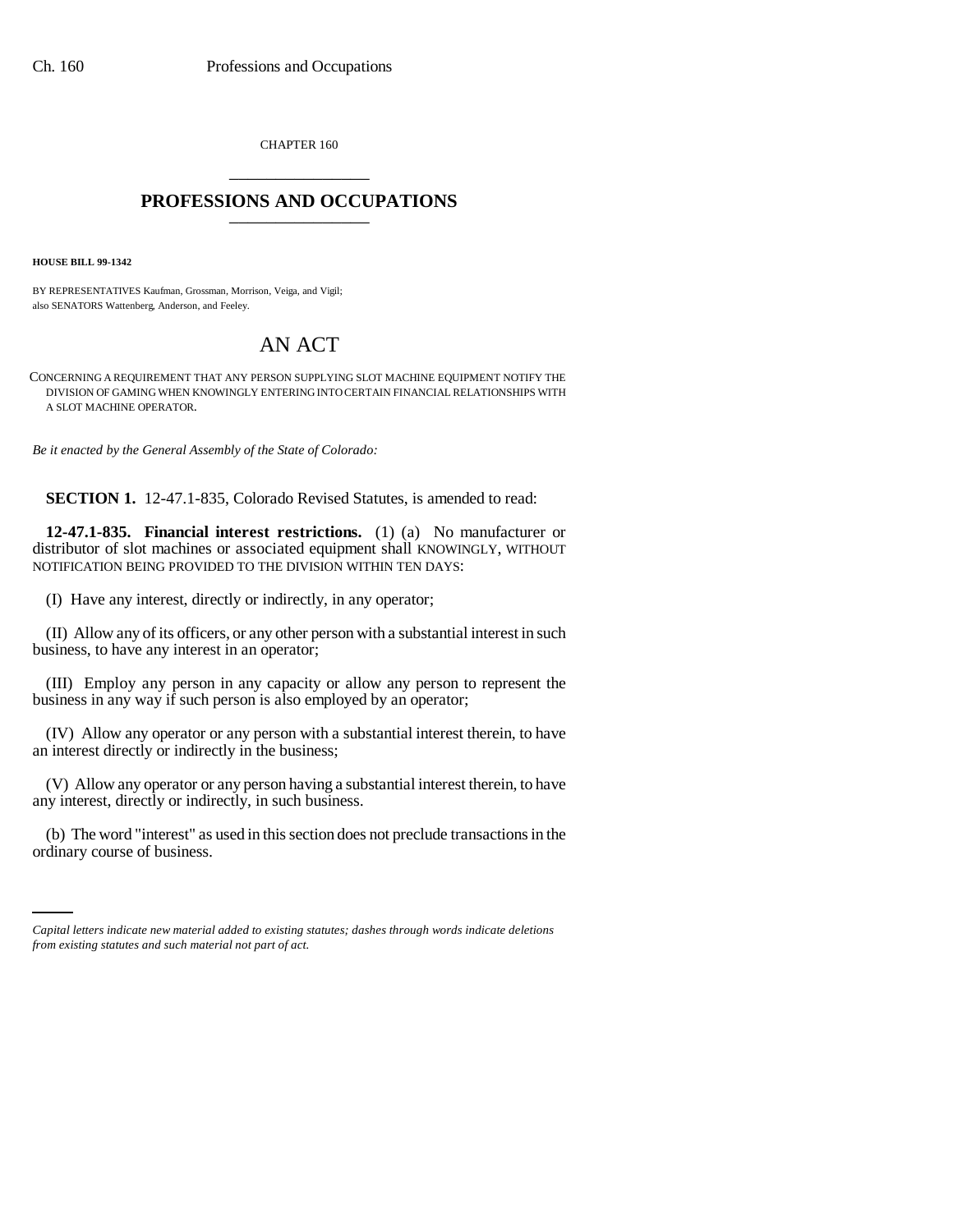CHAPTER 160

# PROFESSIONS AND OCCUPATIONS

**HOUSE BILL 99-1342**

BY REPRESENTATIVES Kaufman, Grossman, Morrison, Veiga, and Vigil;
also SENATORS Wattenberg, Anderson, and Feeley.

# AN ACT

CONCERNING A REQUIREMENT THAT ANY PERSON SUPPLYING SLOT MACHINE EQUIPMENT NOTIFY THE DIVISION OF GAMING WHEN KNOWINGLY ENTERING INTO CERTAIN FINANCIAL RELATIONSHIPS WITH A SLOT MACHINE OPERATOR.

*Be it enacted by the General Assembly of the State of Colorado:*

**SECTION 1.** 12-47.1-835, Colorado Revised Statutes, is amended to read:

**12-47.1-835. Financial interest restrictions.** (1) (a) No manufacturer or distributor of slot machines or associated equipment shall KNOWINGLY, WITHOUT NOTIFICATION BEING PROVIDED TO THE DIVISION WITHIN TEN DAYS:

(I) Have any interest, directly or indirectly, in any operator;

(II) Allow any of its officers, or any other person with a substantial interest in such business, to have any interest in an operator;

(III) Employ any person in any capacity or allow any person to represent the business in any way if such person is also employed by an operator;

(IV) Allow any operator or any person with a substantial interest therein, to have an interest directly or indirectly in the business;

(V) Allow any operator or any person having a substantial interest therein, to have any interest, directly or indirectly, in such business.

(b) The word "interest" as used in this section does not preclude transactions in the ordinary course of business.

*Capital letters indicate new material added to existing statutes; dashes through words indicate deletions from existing statutes and such material not part of act.*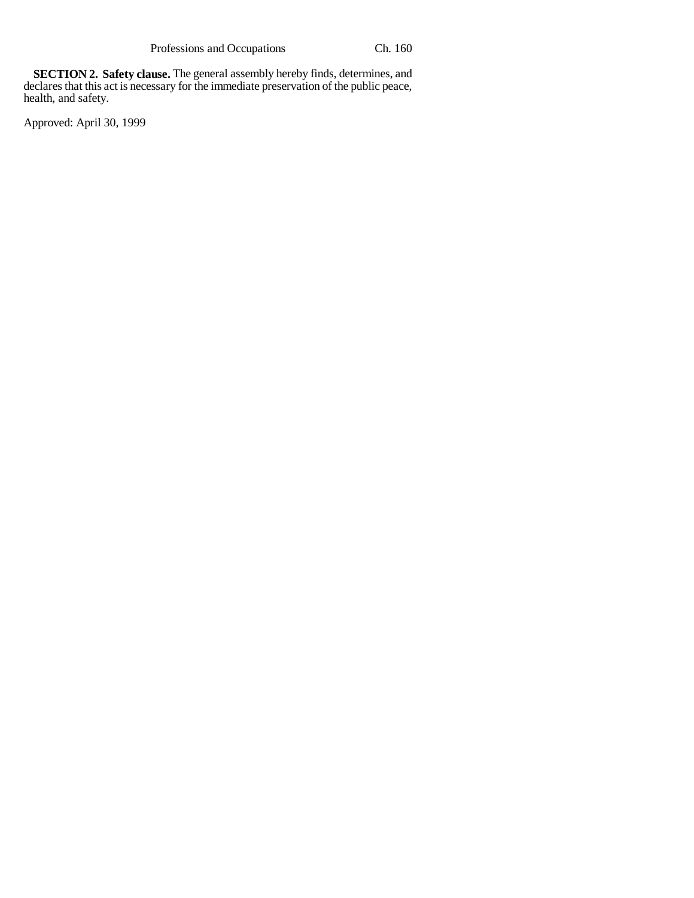**SECTION 2. Safety clause.** The general assembly hereby finds, determines, and declares that this act is necessary for the immediate preservation of the public peace, health, and safety.

Approved: April 30, 1999